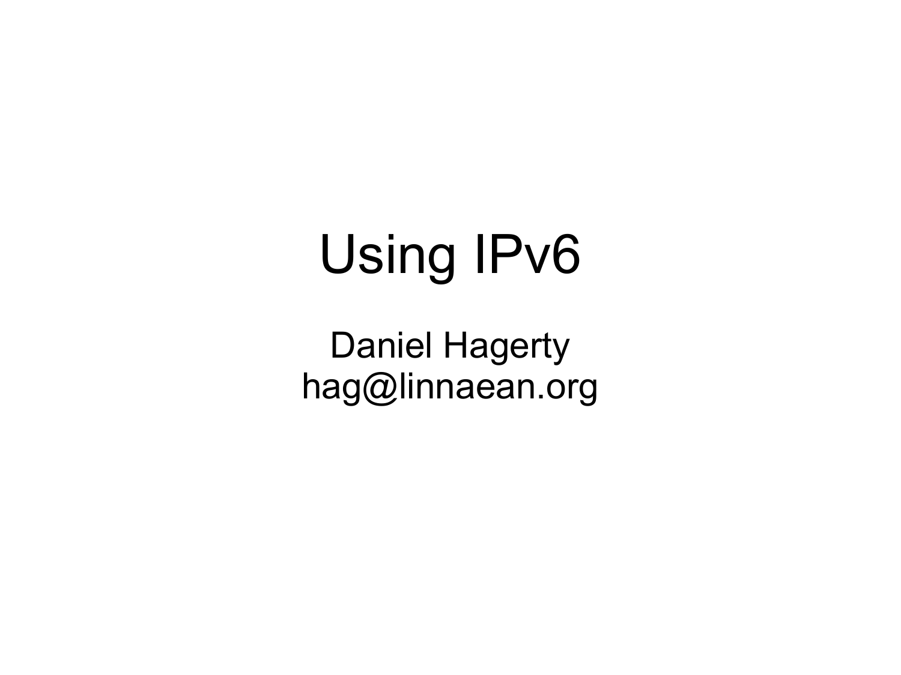# Using IPv6

Daniel Hagerty
hag@linnaean.org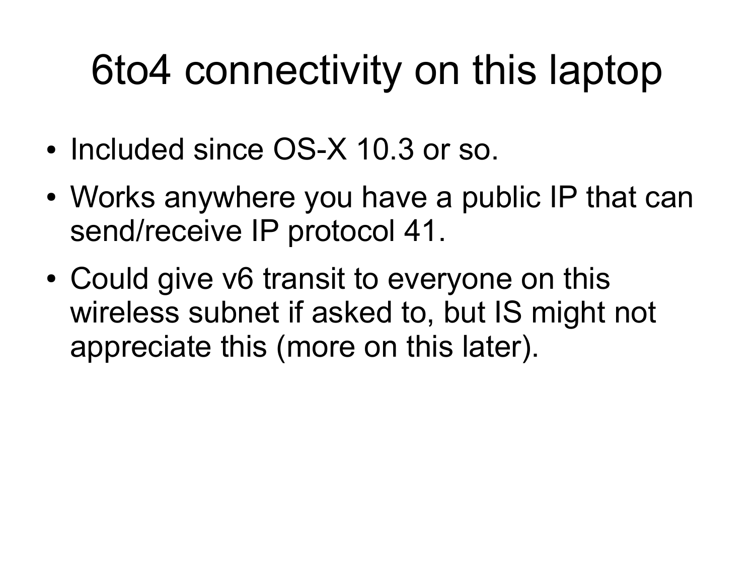# 6to4 connectivity on this laptop

- Included since OS-X 10.3 or so.
- Works anywhere you have a public IP that can send/receive IP protocol 41.
- Could give v6 transit to everyone on this wireless subnet if asked to, but IS might not appreciate this (more on this later).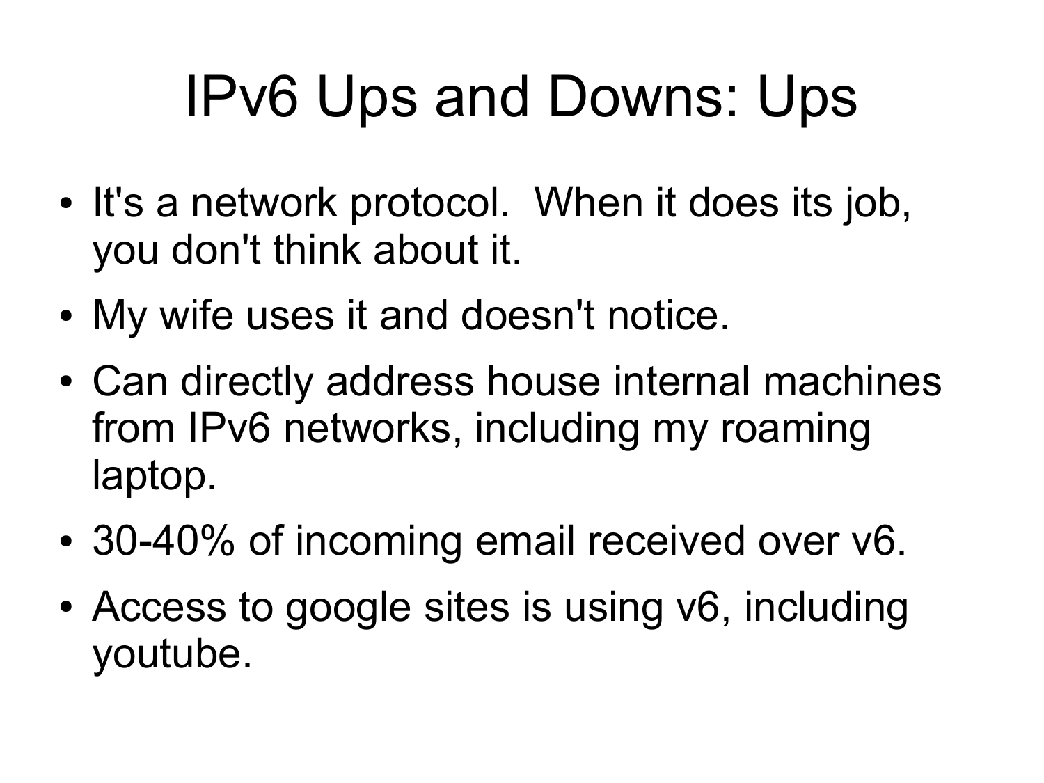# IPv6 Ups and Downs: Ups

- It's a network protocol.  When it does its job, you don't think about it.
- My wife uses it and doesn't notice.
- Can directly address house internal machines from IPv6 networks, including my roaming laptop.
- 30-40% of incoming email received over v6.
- Access to google sites is using v6, including youtube.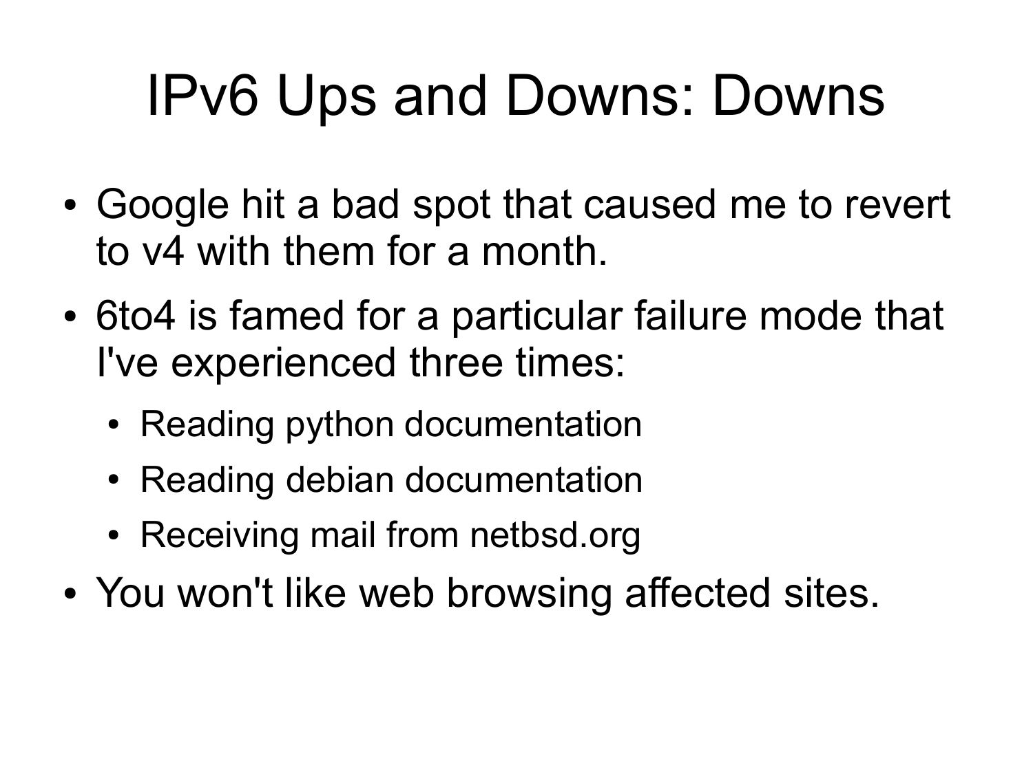# IPv6 Ups and Downs: Downs

- Google hit a bad spot that caused me to revert to v4 with them for a month.
- 6to4 is famed for a particular failure mode that I've experienced three times:
  - Reading python documentation
  - Reading debian documentation
  - Receiving mail from netbsd.org
- You won't like web browsing affected sites.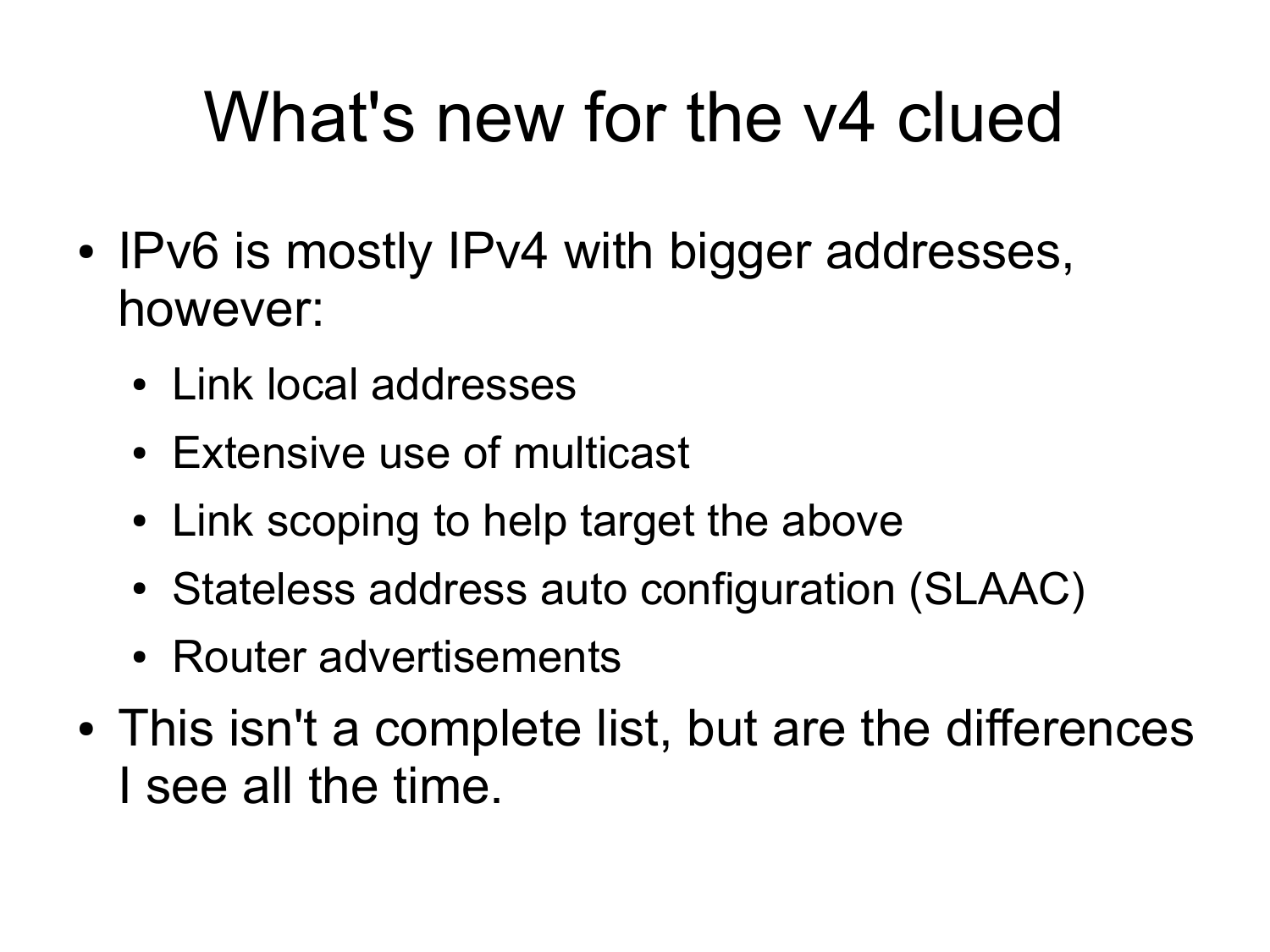# What's new for the v4 clued

- IPv6 is mostly IPv4 with bigger addresses, however:
  - Link local addresses
  - Extensive use of multicast
  - Link scoping to help target the above
  - Stateless address auto configuration (SLAAC)
  - Router advertisements
- This isn't a complete list, but are the differences I see all the time.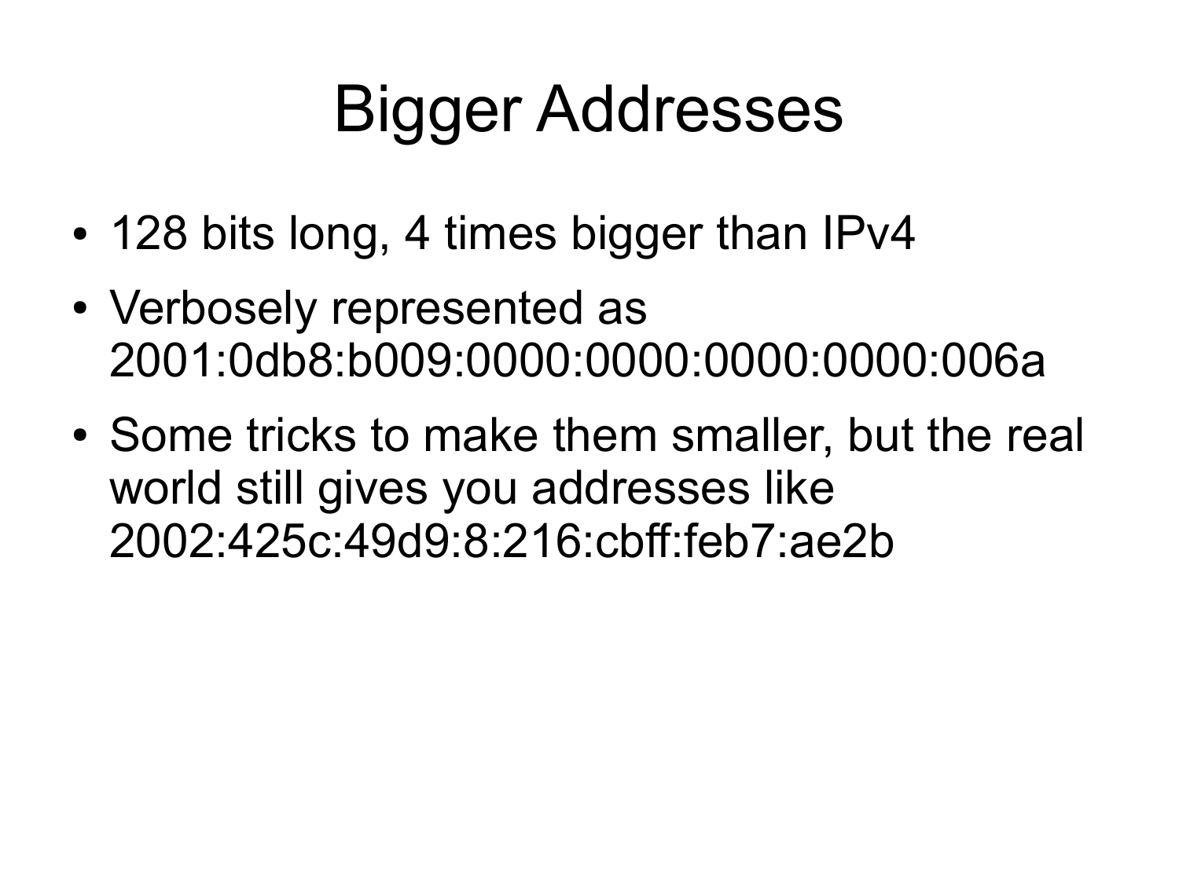# Bigger Addresses

- 128 bits long, 4 times bigger than IPv4
- Verbosely represented as 2001:0db8:b009:0000:0000:0000:0000:006a
- Some tricks to make them smaller, but the real world still gives you addresses like 2002:425c:49d9:8:216:cbff:feb7:ae2b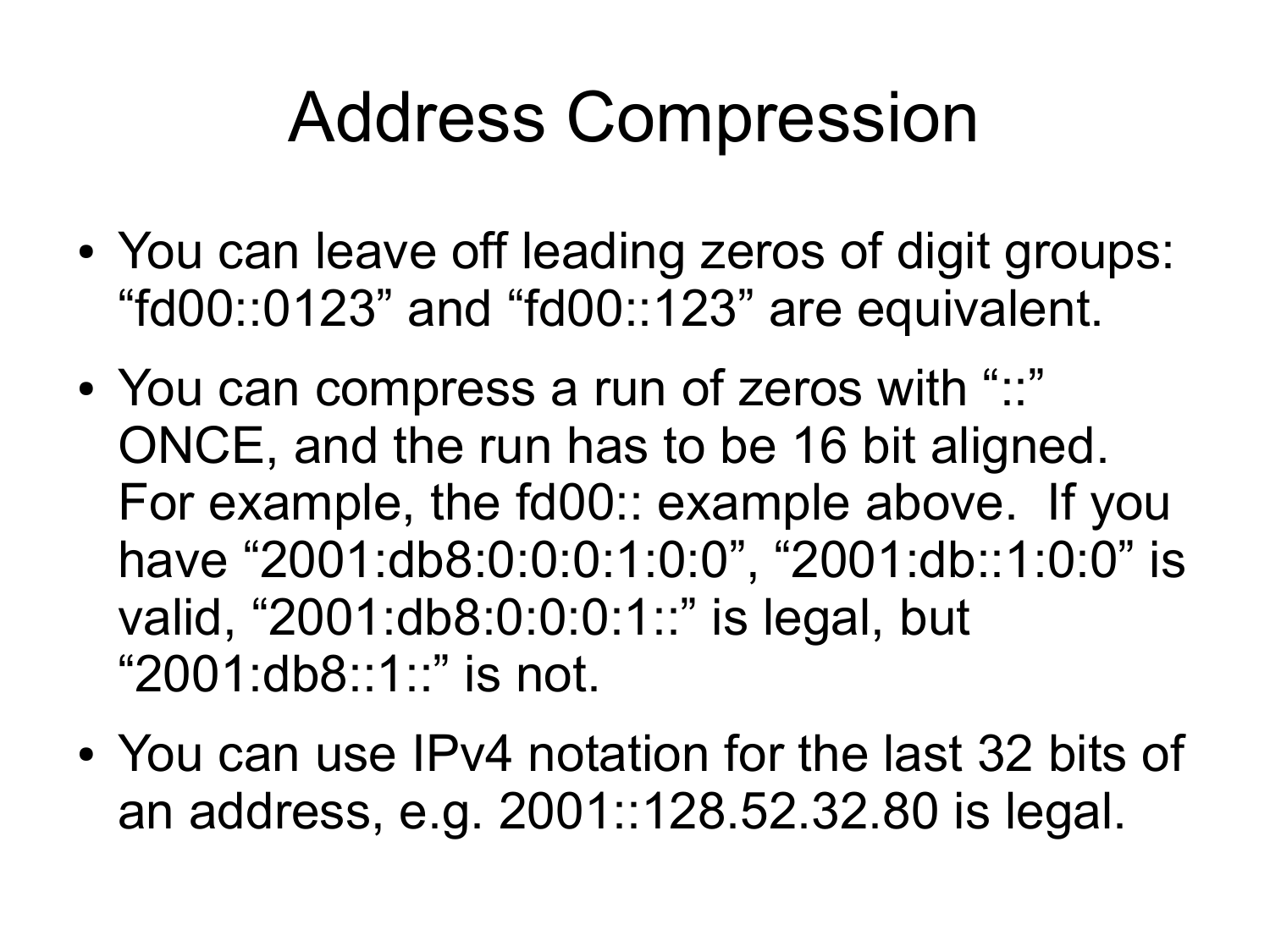# Address Compression

- You can leave off leading zeros of digit groups: "fd00::0123" and "fd00::123" are equivalent.
- You can compress a run of zeros with "::" ONCE, and the run has to be 16 bit aligned. For example, the fd00:: example above. If you have "2001:db8:0:0:0:1:0:0", "2001:db::1:0:0" is valid, "2001:db8:0:0:0:1::" is legal, but "2001:db8::1::" is not.
- You can use IPv4 notation for the last 32 bits of an address, e.g. 2001::128.52.32.80 is legal.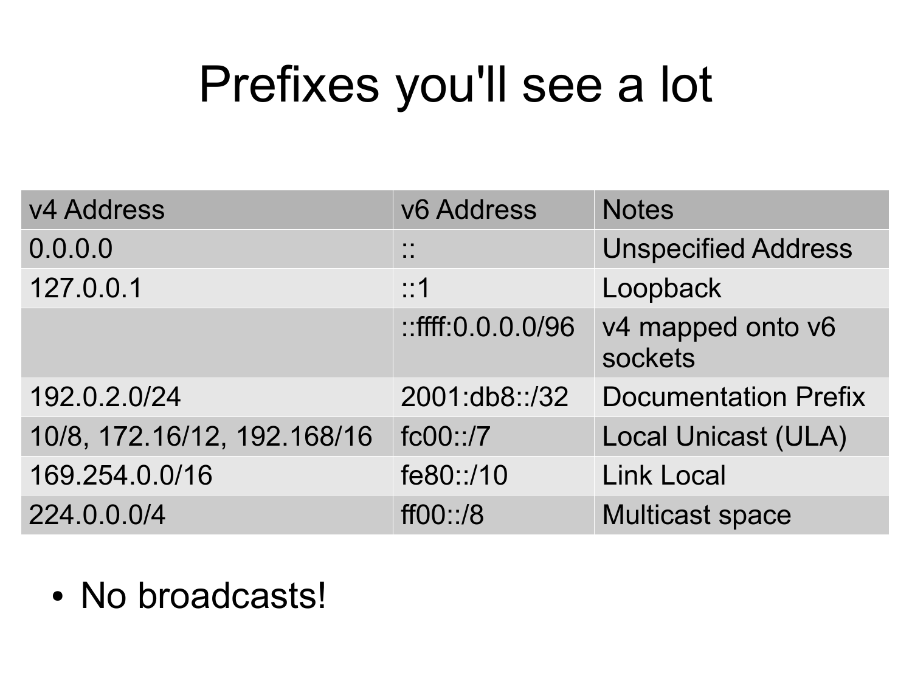# Prefixes you'll see a lot

| v4 Address | v6 Address | Notes |
| --- | --- | --- |
| 0.0.0.0 | :: | Unspecified Address |
| 127.0.0.1 | ::1 | Loopback |
| | ::ffff:0.0.0.0/96 | v4 mapped onto v6 sockets |
| 192.0.2.0/24 | 2001:db8::/32 | Documentation Prefix |
| 10/8, 172.16/12, 192.168/16 | fc00::/7 | Local Unicast (ULA) |
| 169.254.0.0/16 | fe80::/10 | Link Local |
| 224.0.0.0/4 | ff00::/8 | Multicast space |

- No broadcasts!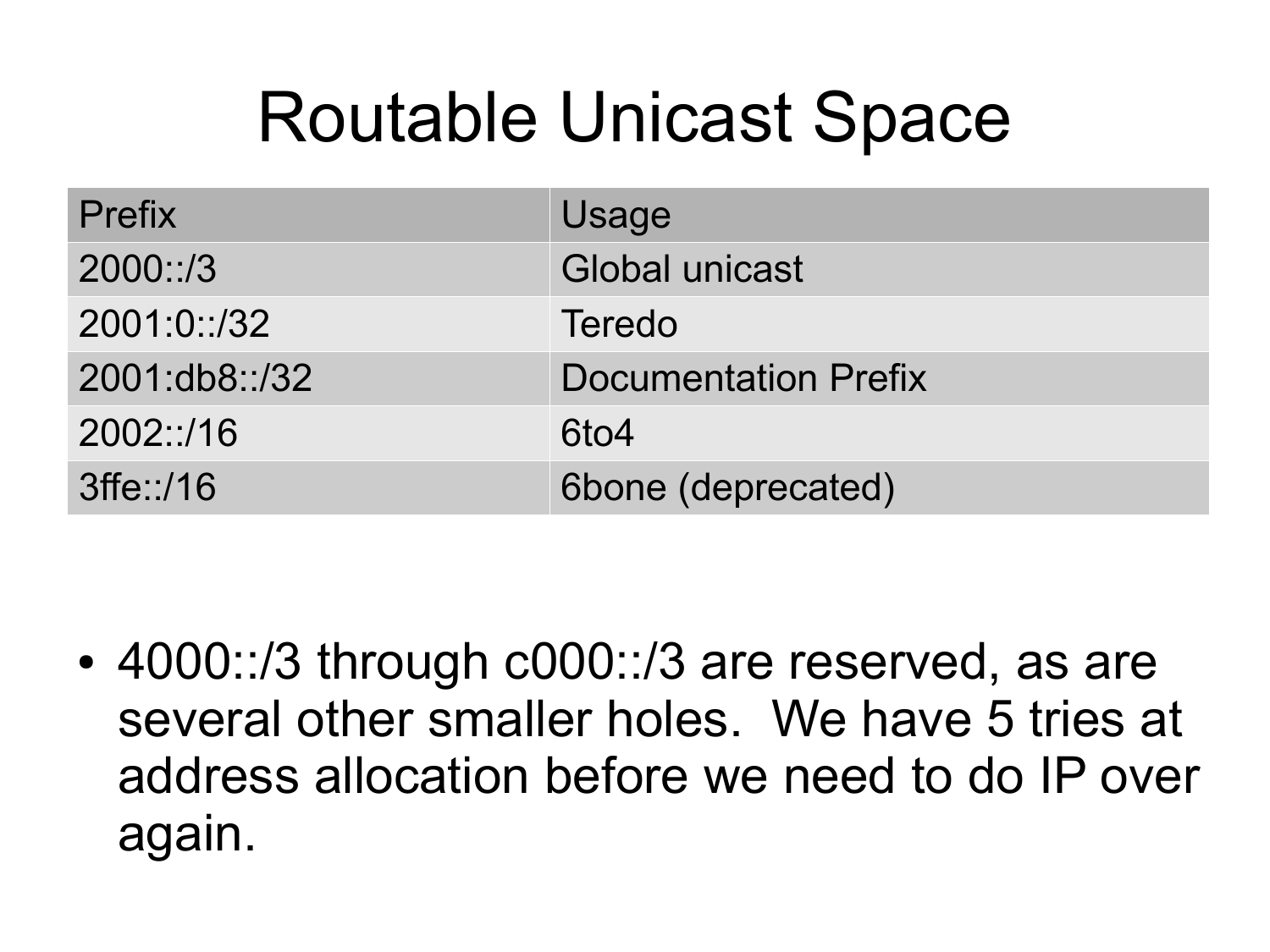# Routable Unicast Space

| Prefix | Usage |
|---|---|
| 2000::/3 | Global unicast |
| 2001:0::/32 | Teredo |
| 2001:db8::/32 | Documentation Prefix |
| 2002::/16 | 6to4 |
| 3ffe::/16 | 6bone (deprecated) |

- 4000::/3 through c000::/3 are reserved, as are several other smaller holes. We have 5 tries at address allocation before we need to do IP over again.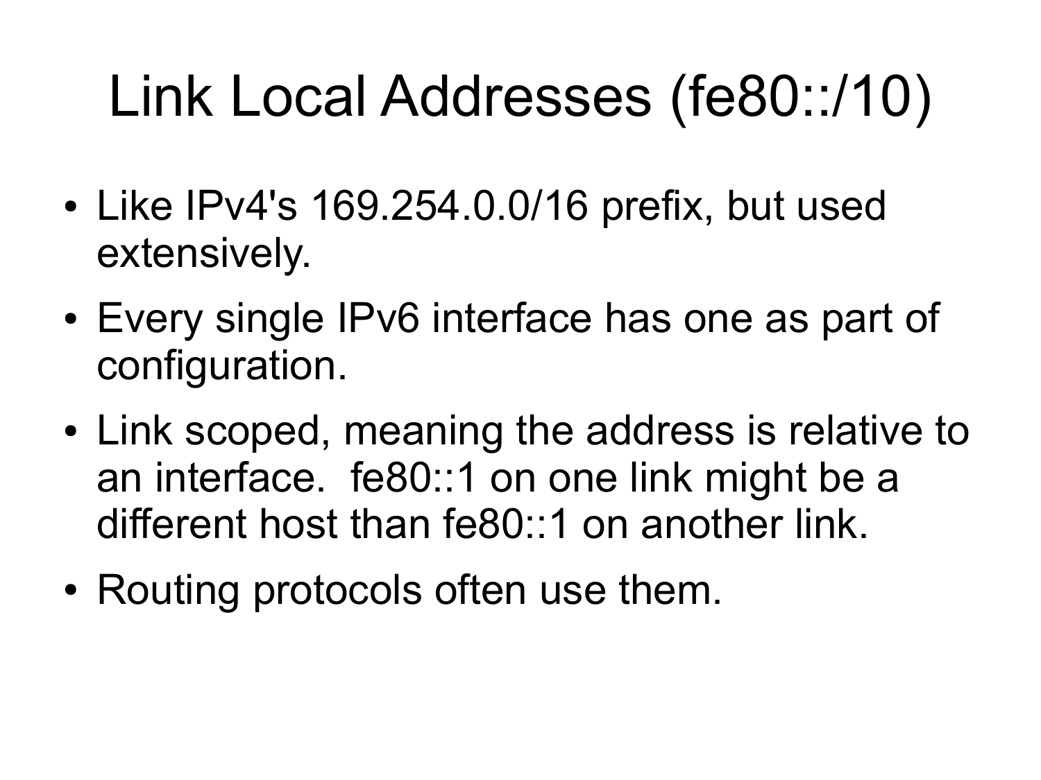# Link Local Addresses (fe80::/10)

- Like IPv4's 169.254.0.0/16 prefix, but used extensively.
- Every single IPv6 interface has one as part of configuration.
- Link scoped, meaning the address is relative to an interface. fe80::1 on one link might be a different host than fe80::1 on another link.
- Routing protocols often use them.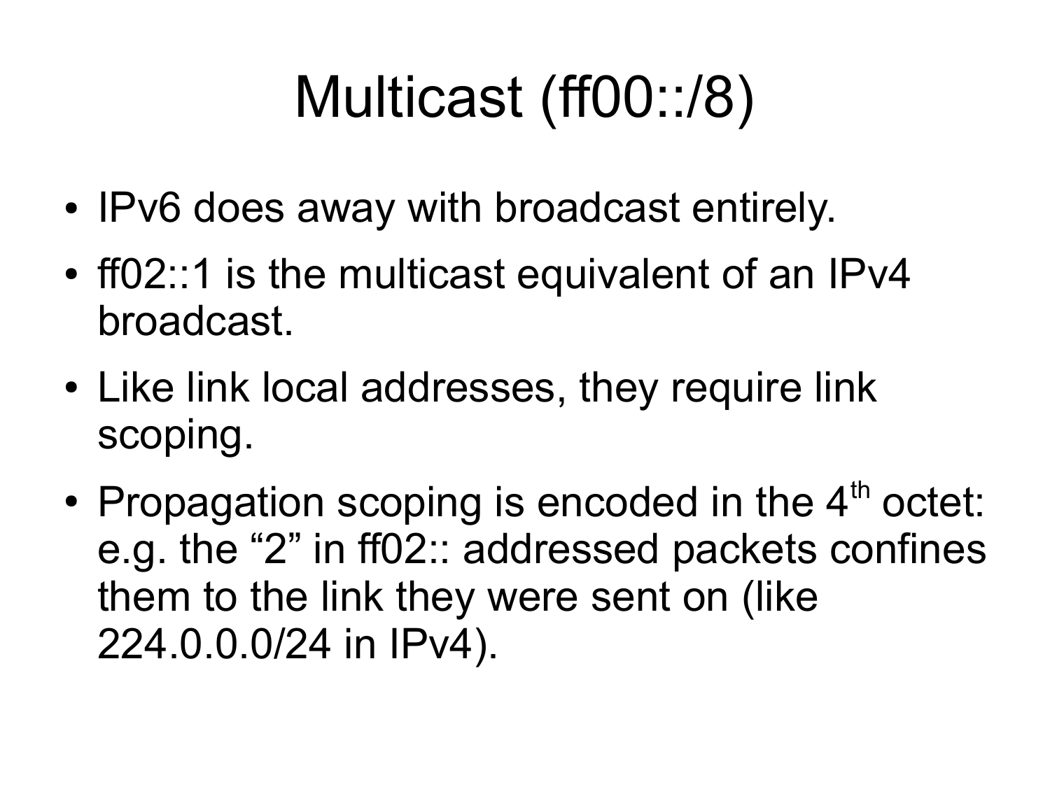# Multicast (ff00::/8)

- IPv6 does away with broadcast entirely.
- ff02::1 is the multicast equivalent of an IPv4 broadcast.
- Like link local addresses, they require link scoping.
- Propagation scoping is encoded in the 4th octet: e.g. the "2" in ff02:: addressed packets confines them to the link they were sent on (like 224.0.0.0/24 in IPv4).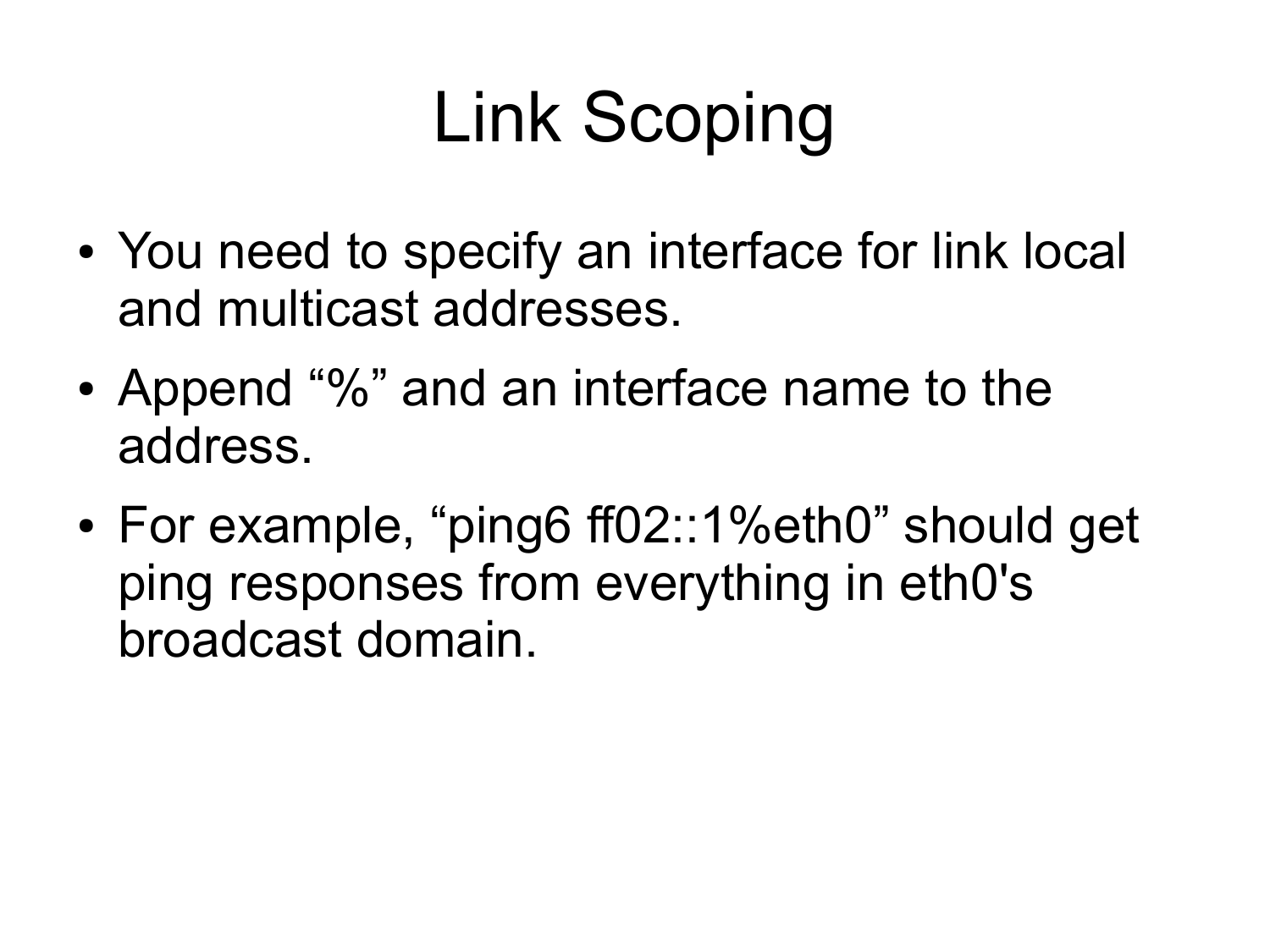# Link Scoping

- You need to specify an interface for link local and multicast addresses.
- Append “%” and an interface name to the address.
- For example, “ping6 ff02::1%eth0” should get ping responses from everything in eth0's broadcast domain.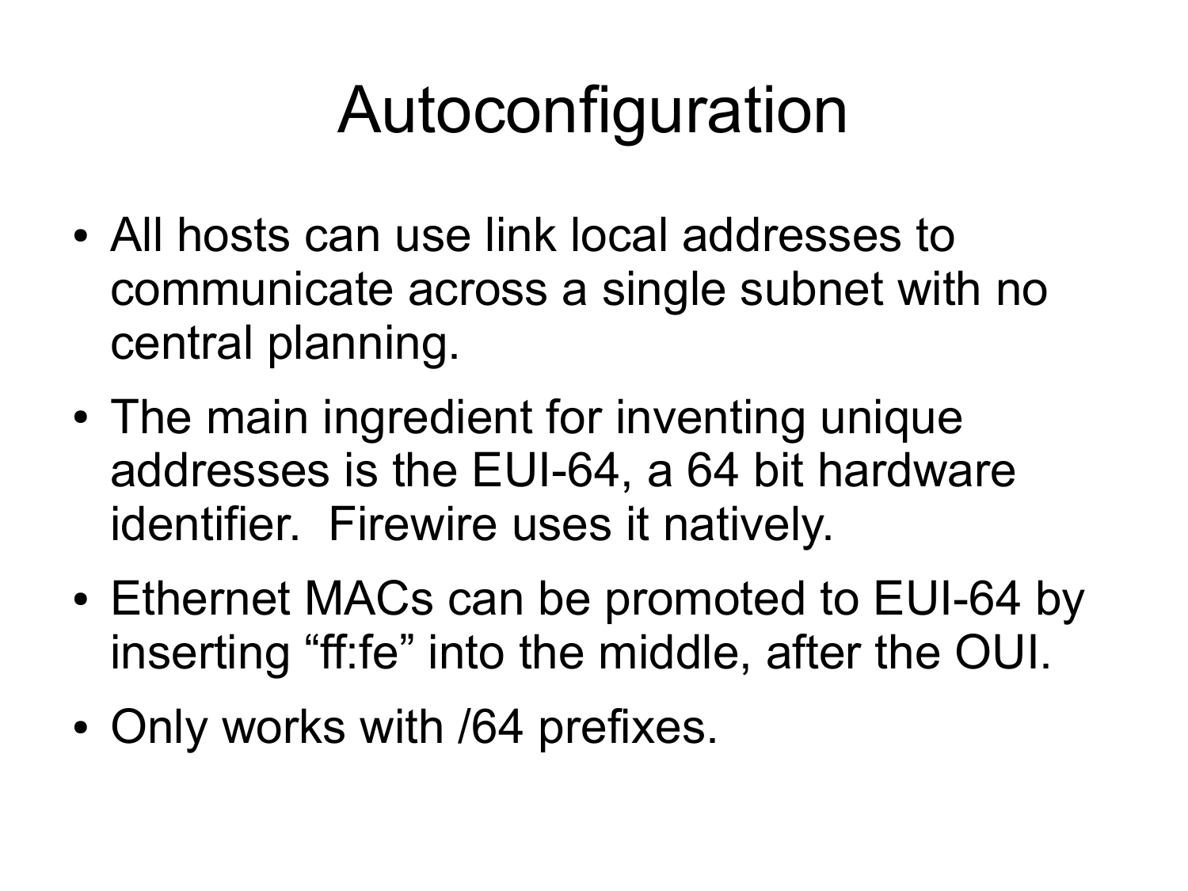# Autoconfiguration

- All hosts can use link local addresses to communicate across a single subnet with no central planning.
- The main ingredient for inventing unique addresses is the EUI-64, a 64 bit hardware identifier. Firewire uses it natively.
- Ethernet MACs can be promoted to EUI-64 by inserting “ff:fe” into the middle, after the OUI.
- Only works with /64 prefixes.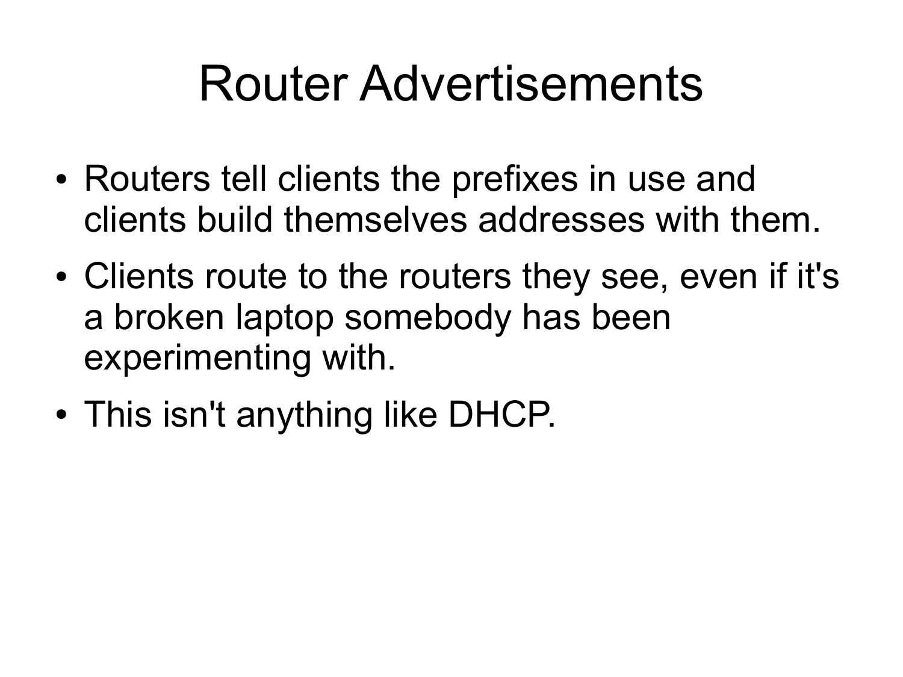# Router Advertisements

- Routers tell clients the prefixes in use and clients build themselves addresses with them.
- Clients route to the routers they see, even if it's a broken laptop somebody has been experimenting with.
- This isn't anything like DHCP.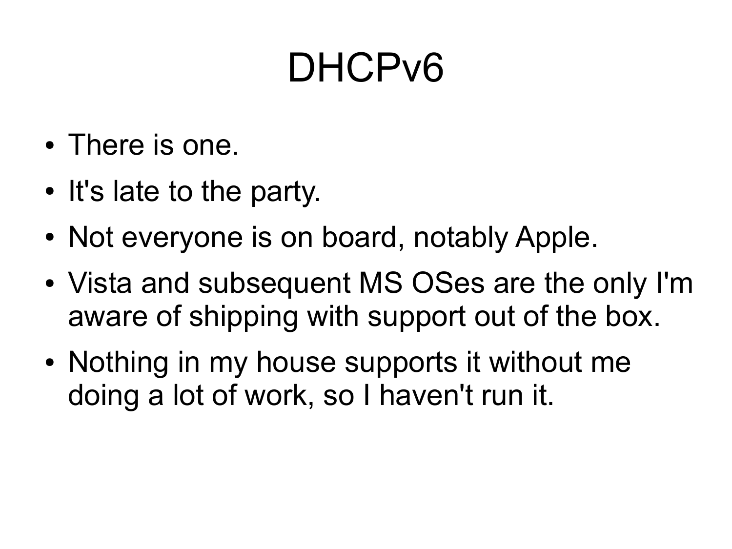# DHCPv6

- There is one.
- It's late to the party.
- Not everyone is on board, notably Apple.
- Vista and subsequent MS OSes are the only I'm aware of shipping with support out of the box.
- Nothing in my house supports it without me doing a lot of work, so I haven't run it.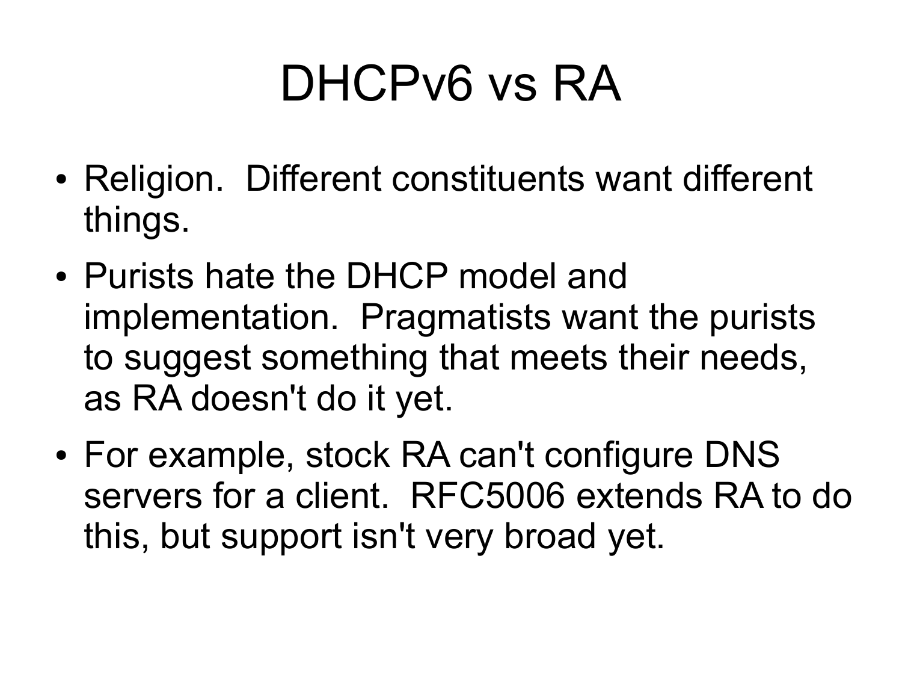# DHCPv6 vs RA

- Religion. Different constituents want different things.
- Purists hate the DHCP model and implementation. Pragmatists want the purists to suggest something that meets their needs, as RA doesn't do it yet.
- For example, stock RA can't configure DNS servers for a client. RFC5006 extends RA to do this, but support isn't very broad yet.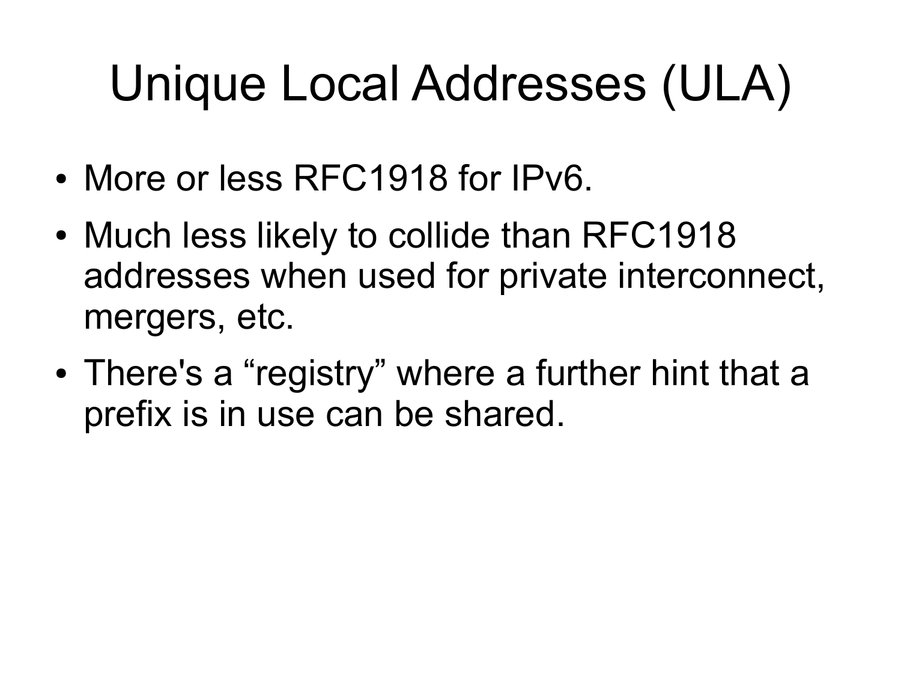# Unique Local Addresses (ULA)

- More or less RFC1918 for IPv6.
- Much less likely to collide than RFC1918 addresses when used for private interconnect, mergers, etc.
- There's a "registry" where a further hint that a prefix is in use can be shared.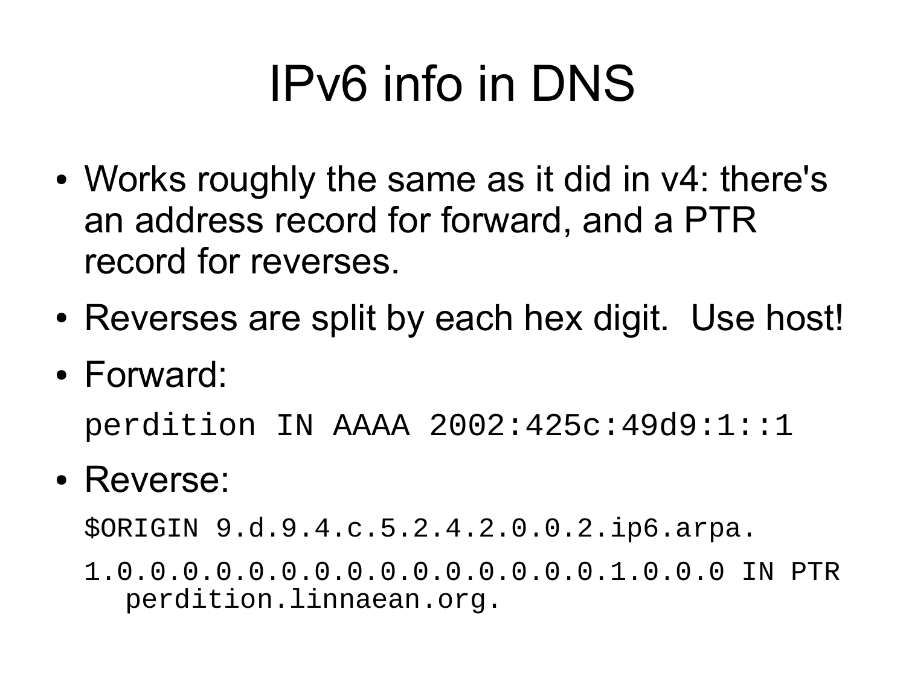# IPv6 info in DNS

- Works roughly the same as it did in v4: there's an address record for forward, and a PTR record for reverses.
- Reverses are split by each hex digit. Use host!
- Forward:

```
perdition IN AAAA 2002:425c:49d9:1::1
```

- Reverse:

```
$ORIGIN 9.d.9.4.c.5.2.4.2.0.0.2.ip6.arpa.

1.0.0.0.0.0.0.0.0.0.0.0.0.0.0.0.1.0.0.0 IN PTR
   perdition.linnaean.org.
```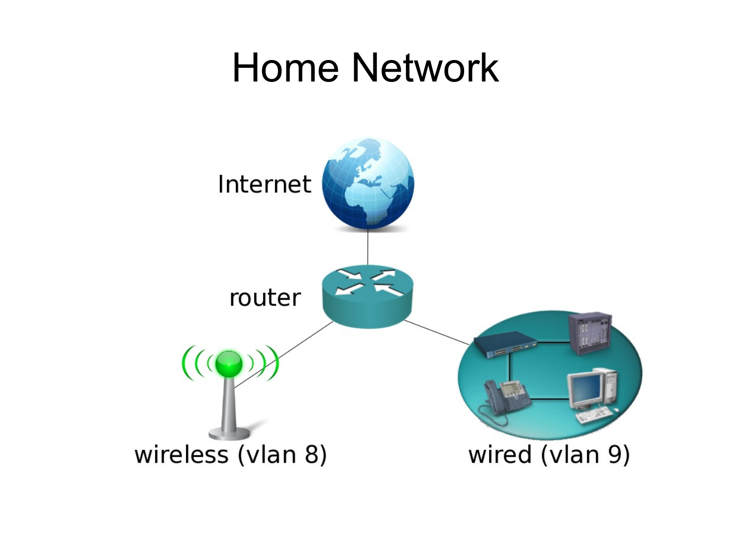# Home Network

Internet

router

wireless (vlan 8)

wired (vlan 9)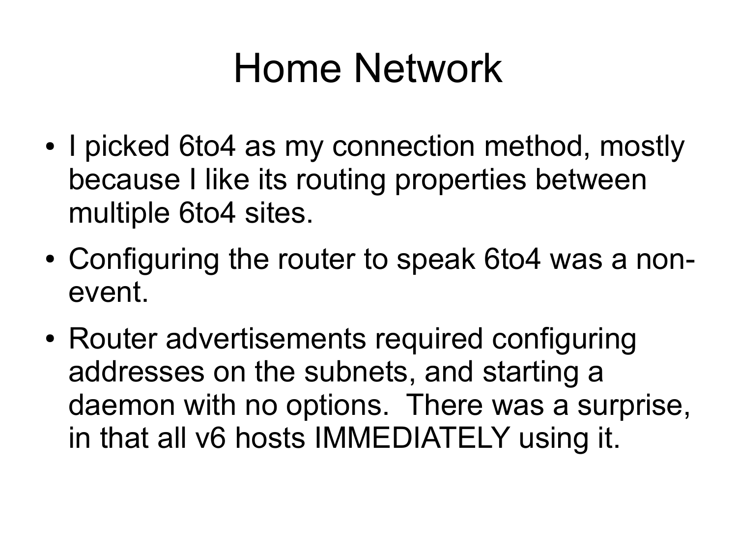# Home Network

- I picked 6to4 as my connection method, mostly because I like its routing properties between multiple 6to4 sites.
- Configuring the router to speak 6to4 was a non-event.
- Router advertisements required configuring addresses on the subnets, and starting a daemon with no options. There was a surprise, in that all v6 hosts IMMEDIATELY using it.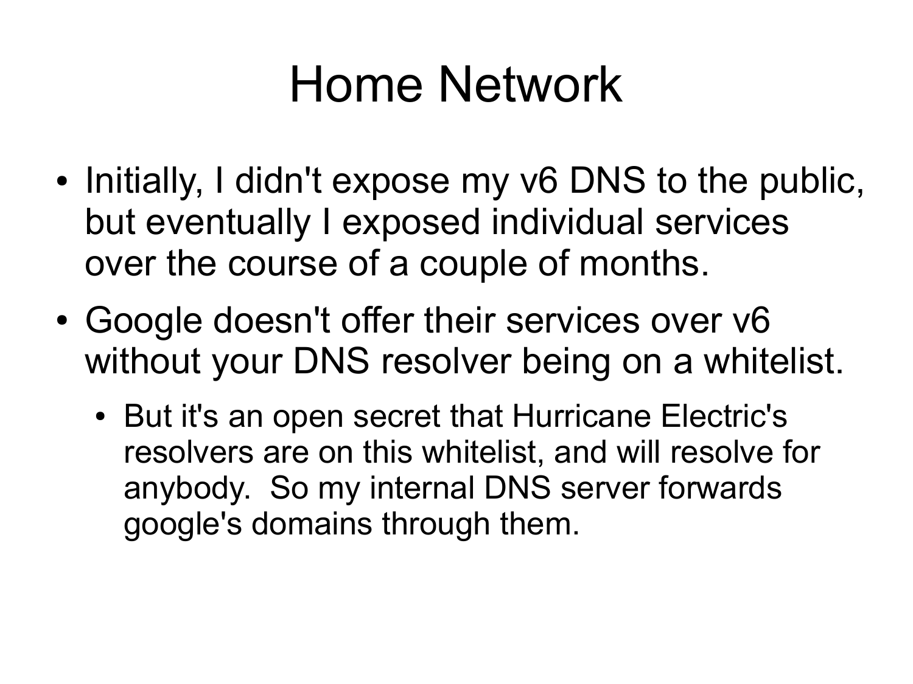# Home Network

- Initially, I didn't expose my v6 DNS to the public, but eventually I exposed individual services over the course of a couple of months.
- Google doesn't offer their services over v6 without your DNS resolver being on a whitelist.
  - But it's an open secret that Hurricane Electric's resolvers are on this whitelist, and will resolve for anybody.  So my internal DNS server forwards google's domains through them.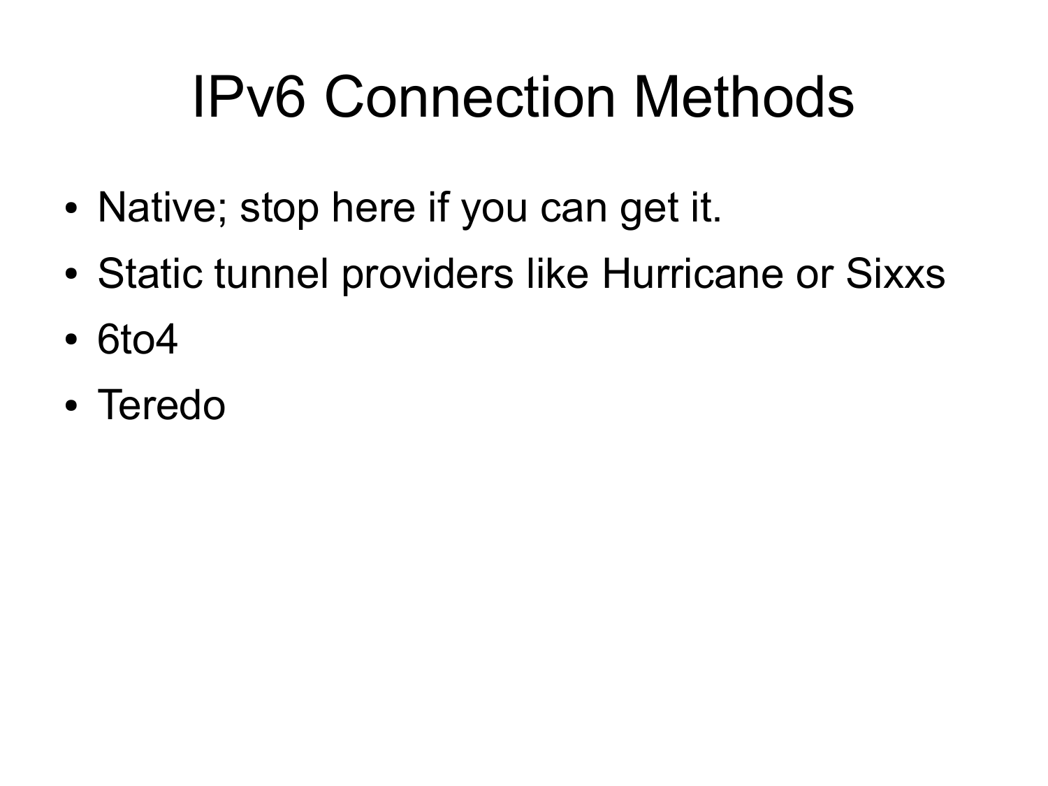# IPv6 Connection Methods

- Native; stop here if you can get it.
- Static tunnel providers like Hurricane or Sixxs
- 6to4
- Teredo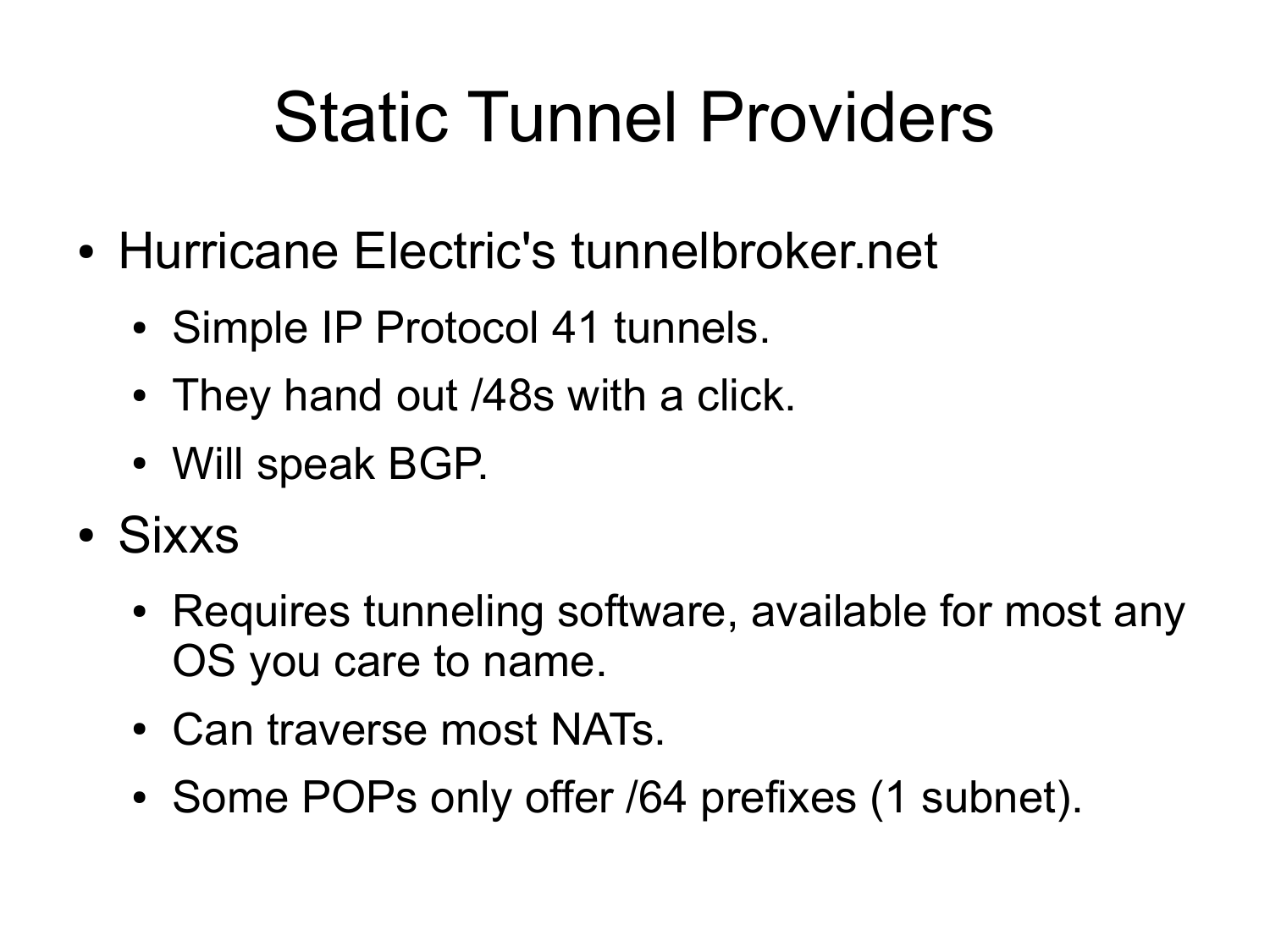# Static Tunnel Providers

- Hurricane Electric's tunnelbroker.net
  - Simple IP Protocol 41 tunnels.
  - They hand out /48s with a click.
  - Will speak BGP.
- Sixxs
  - Requires tunneling software, available for most any OS you care to name.
  - Can traverse most NATs.
  - Some POPs only offer /64 prefixes (1 subnet).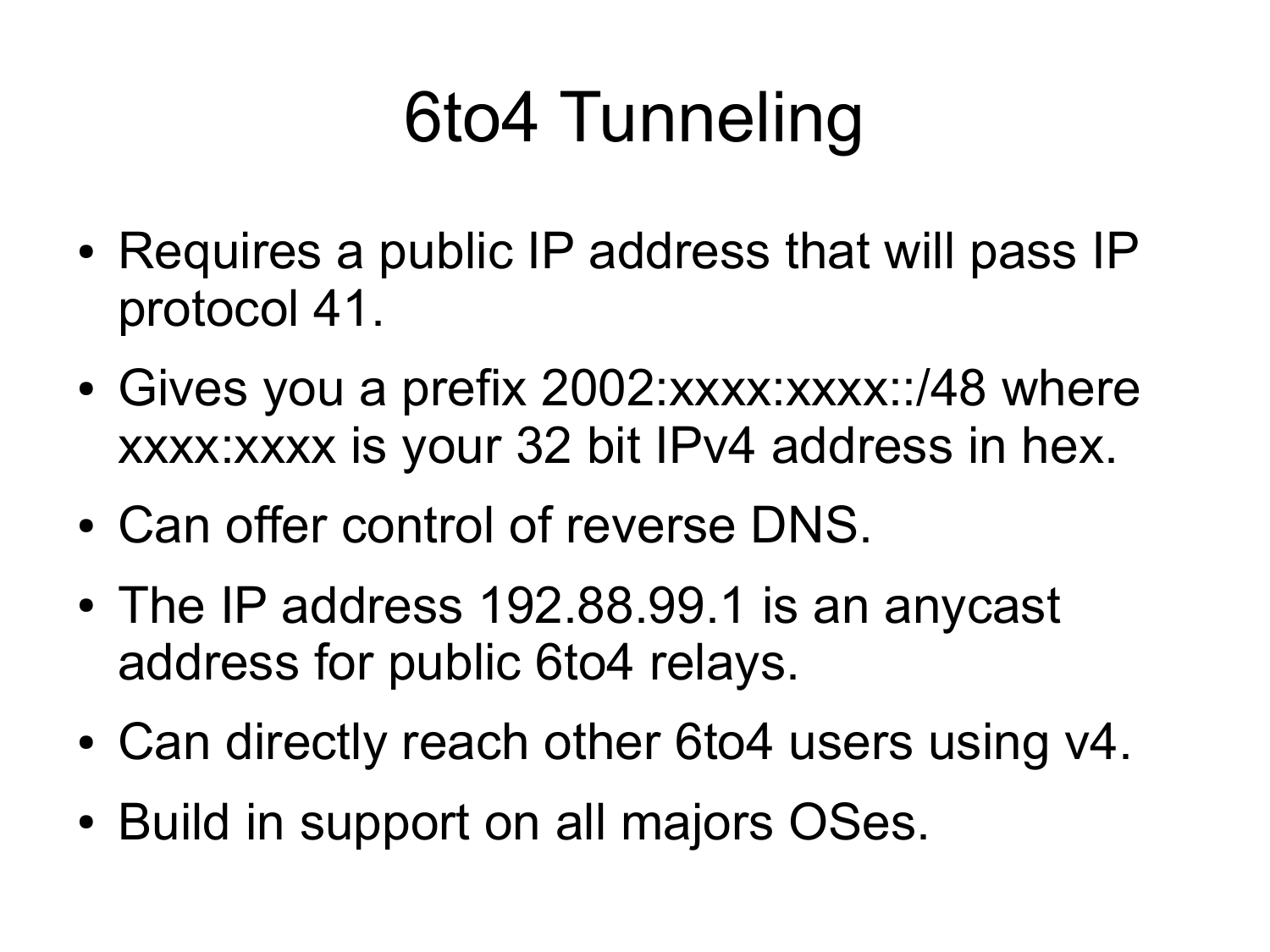# 6to4 Tunneling

- Requires a public IP address that will pass IP protocol 41.
- Gives you a prefix 2002:xxxx:xxxx::/48 where xxxx:xxxx is your 32 bit IPv4 address in hex.
- Can offer control of reverse DNS.
- The IP address 192.88.99.1 is an anycast address for public 6to4 relays.
- Can directly reach other 6to4 users using v4.
- Build in support on all majors OSes.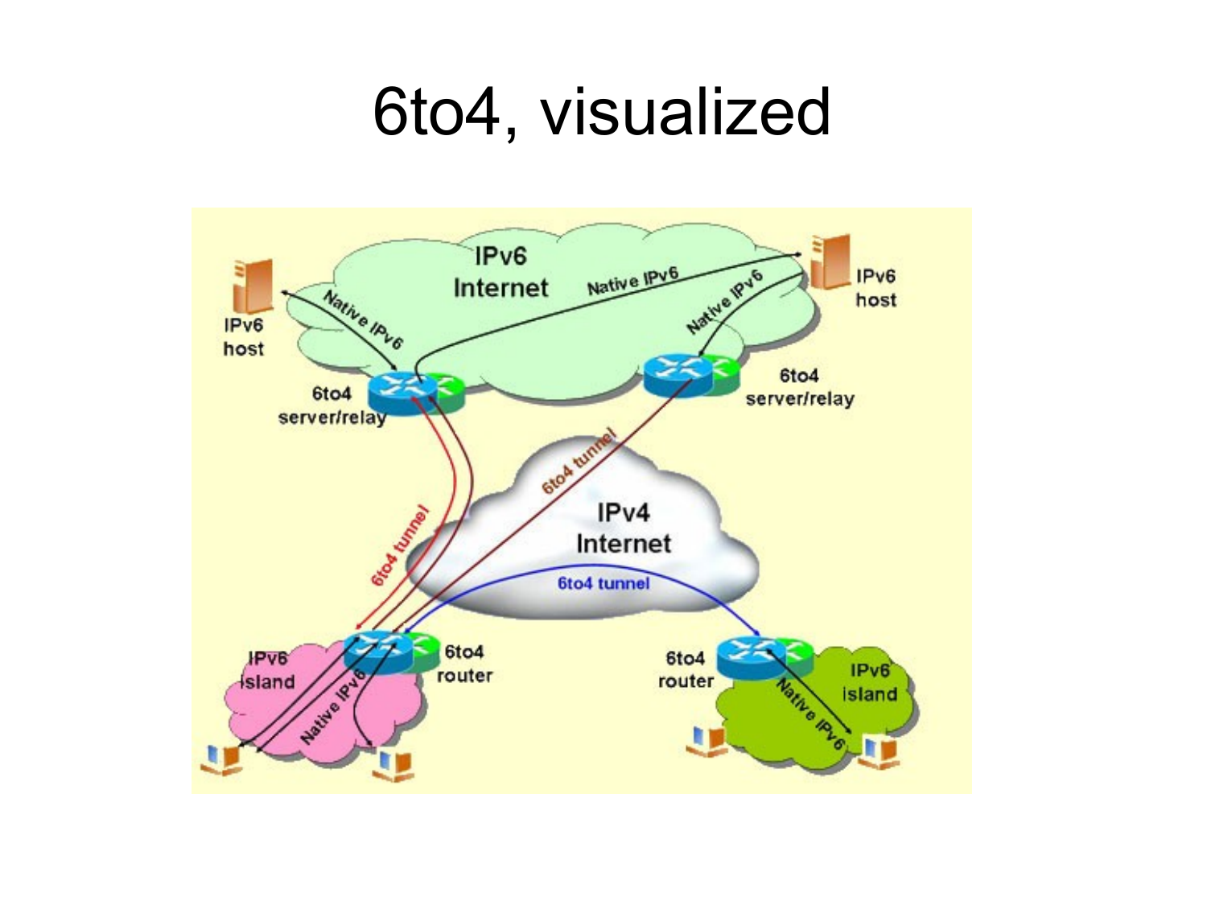# 6to4, visualized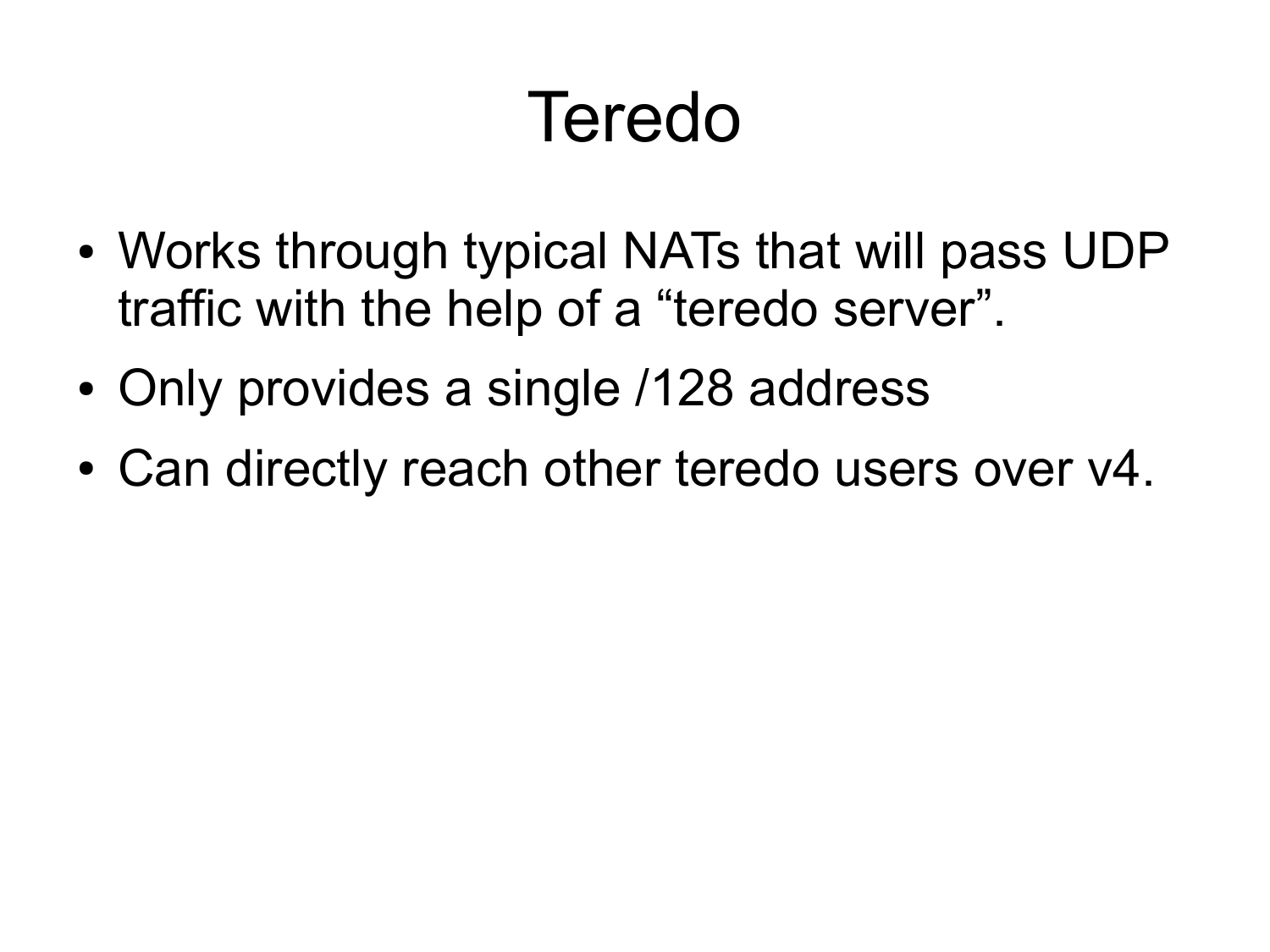# Teredo

- Works through typical NATs that will pass UDP traffic with the help of a “teredo server”.
- Only provides a single /128 address
- Can directly reach other teredo users over v4.